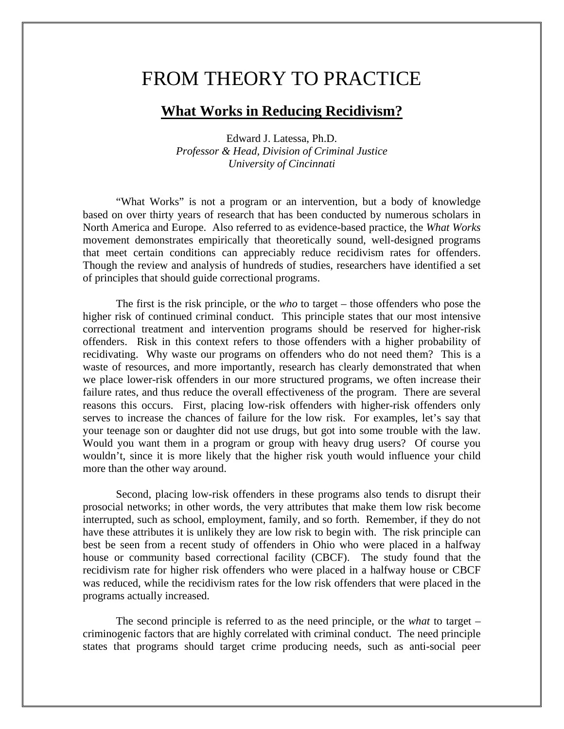# FROM THEORY TO PRACTICE

## What Works in Reducing Recidivism?

Edward J. Latessa, Ph.D.
*Professor & Head, Division of Criminal Justice*
*University of Cincinnati*

"What Works" is not a program or an intervention, but a body of knowledge based on over thirty years of research that has been conducted by numerous scholars in North America and Europe. Also referred to as evidence-based practice, the *What Works* movement demonstrates empirically that theoretically sound, well-designed programs that meet certain conditions can appreciably reduce recidivism rates for offenders. Though the review and analysis of hundreds of studies, researchers have identified a set of principles that should guide correctional programs.

The first is the risk principle, or the *who* to target – those offenders who pose the higher risk of continued criminal conduct. This principle states that our most intensive correctional treatment and intervention programs should be reserved for higher-risk offenders. Risk in this context refers to those offenders with a higher probability of recidivating. Why waste our programs on offenders who do not need them? This is a waste of resources, and more importantly, research has clearly demonstrated that when we place lower-risk offenders in our more structured programs, we often increase their failure rates, and thus reduce the overall effectiveness of the program. There are several reasons this occurs. First, placing low-risk offenders with higher-risk offenders only serves to increase the chances of failure for the low risk. For examples, let's say that your teenage son or daughter did not use drugs, but got into some trouble with the law. Would you want them in a program or group with heavy drug users? Of course you wouldn't, since it is more likely that the higher risk youth would influence your child more than the other way around.

Second, placing low-risk offenders in these programs also tends to disrupt their prosocial networks; in other words, the very attributes that make them low risk become interrupted, such as school, employment, family, and so forth. Remember, if they do not have these attributes it is unlikely they are low risk to begin with. The risk principle can best be seen from a recent study of offenders in Ohio who were placed in a halfway house or community based correctional facility (CBCF). The study found that the recidivism rate for higher risk offenders who were placed in a halfway house or CBCF was reduced, while the recidivism rates for the low risk offenders that were placed in the programs actually increased.

The second principle is referred to as the need principle, or the *what* to target – criminogenic factors that are highly correlated with criminal conduct. The need principle states that programs should target crime producing needs, such as anti-social peer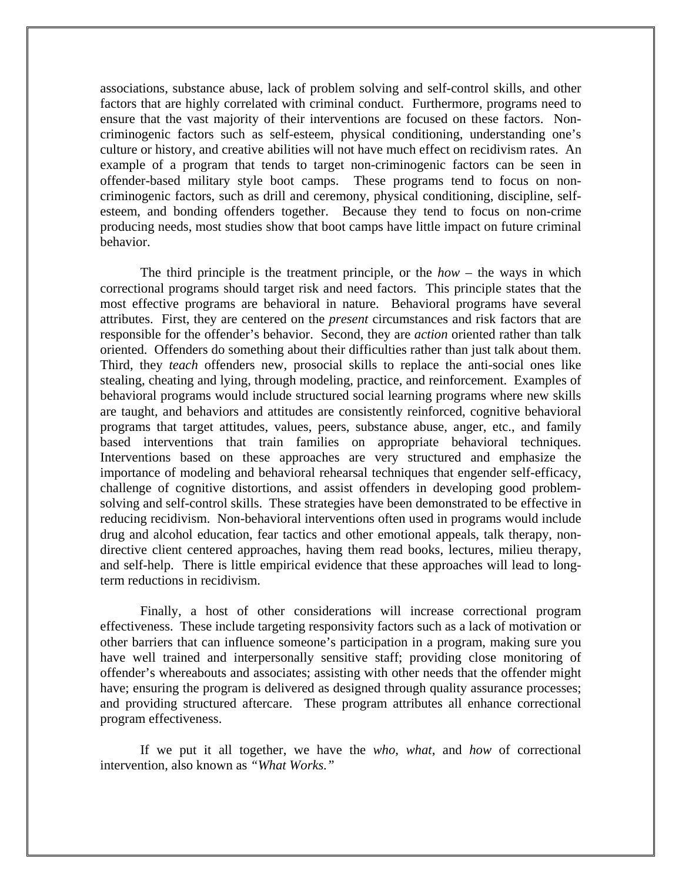associations, substance abuse, lack of problem solving and self-control skills, and other factors that are highly correlated with criminal conduct. Furthermore, programs need to ensure that the vast majority of their interventions are focused on these factors. Non-criminogenic factors such as self-esteem, physical conditioning, understanding one's culture or history, and creative abilities will not have much effect on recidivism rates. An example of a program that tends to target non-criminogenic factors can be seen in offender-based military style boot camps. These programs tend to focus on non-criminogenic factors, such as drill and ceremony, physical conditioning, discipline, self-esteem, and bonding offenders together. Because they tend to focus on non-crime producing needs, most studies show that boot camps have little impact on future criminal behavior.

The third principle is the treatment principle, or the *how* – the ways in which correctional programs should target risk and need factors. This principle states that the most effective programs are behavioral in nature. Behavioral programs have several attributes. First, they are centered on the *present* circumstances and risk factors that are responsible for the offender's behavior. Second, they are *action* oriented rather than talk oriented. Offenders do something about their difficulties rather than just talk about them. Third, they *teach* offenders new, prosocial skills to replace the anti-social ones like stealing, cheating and lying, through modeling, practice, and reinforcement. Examples of behavioral programs would include structured social learning programs where new skills are taught, and behaviors and attitudes are consistently reinforced, cognitive behavioral programs that target attitudes, values, peers, substance abuse, anger, etc., and family based interventions that train families on appropriate behavioral techniques. Interventions based on these approaches are very structured and emphasize the importance of modeling and behavioral rehearsal techniques that engender self-efficacy, challenge of cognitive distortions, and assist offenders in developing good problem-solving and self-control skills. These strategies have been demonstrated to be effective in reducing recidivism. Non-behavioral interventions often used in programs would include drug and alcohol education, fear tactics and other emotional appeals, talk therapy, non-directive client centered approaches, having them read books, lectures, milieu therapy, and self-help. There is little empirical evidence that these approaches will lead to long-term reductions in recidivism.

Finally, a host of other considerations will increase correctional program effectiveness. These include targeting responsivity factors such as a lack of motivation or other barriers that can influence someone's participation in a program, making sure you have well trained and interpersonally sensitive staff; providing close monitoring of offender's whereabouts and associates; assisting with other needs that the offender might have; ensuring the program is delivered as designed through quality assurance processes; and providing structured aftercare. These program attributes all enhance correctional program effectiveness.

If we put it all together, we have the *who*, *what*, and *how* of correctional intervention, also known as *"What Works."*